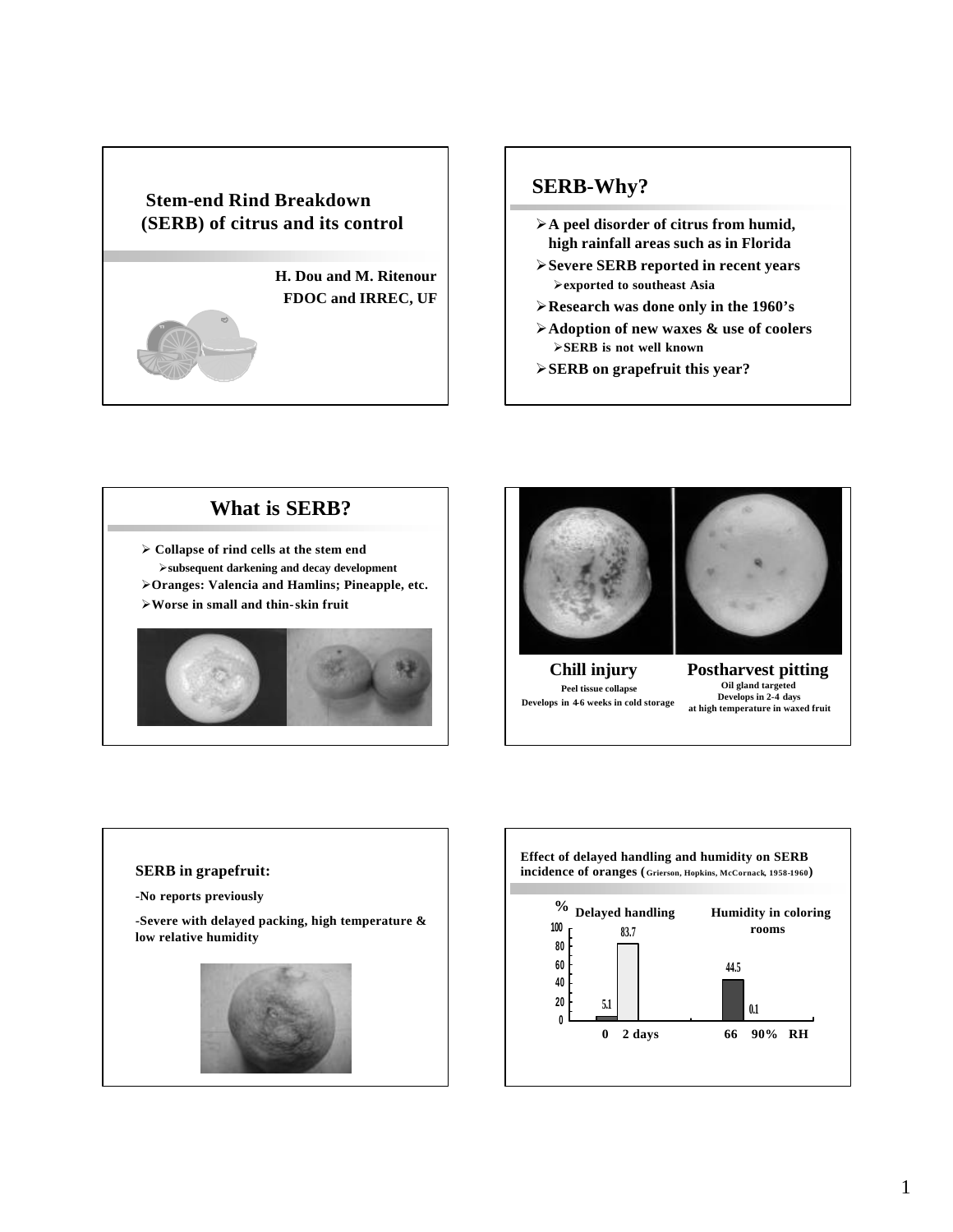## Stem-end Rind Breakdown (SERB) of citrus and its control

**H. Dou and M. Ritenour**
**FDOC and IRREC, UF**

---

## SERB-Why?

- A peel disorder of citrus from humid, high rainfall areas such as in Florida
- Severe SERB reported in recent years
  - exported to southeast Asia
- Research was done only in the 1960's
- Adoption of new waxes & use of coolers
  - SERB is not well known
- SERB on grapefruit this year?

---

## What is SERB?

- Collapse of rind cells at the stem end
  - subsequent darkening and decay development
- Oranges: Valencia and Hamlins; Pineapple, etc.
- Worse in small and thin-skin fruit

---

**Chill injury**
Peel tissue collapse
Develops in 4-6 weeks in cold storage

**Postharvest pitting**
Oil gland targeted
Develops in 2-4 days
at high temperature in waxed fruit

---

**SERB in grapefruit:**

-No reports previously

-Severe with delayed packing, high temperature & low relative humidity

---

**Effect of delayed handling and humidity on SERB incidence of oranges (Grierson, Hopkins, McCornack, 1958-1960)**

| % | Delayed handling | | Humidity in coloring rooms | |
|---|---|---|---|---|
| | 0 | 2 days | 66 | 90% RH |
| SERB | 5.1 | 83.7 | 44.5 | 0.1 |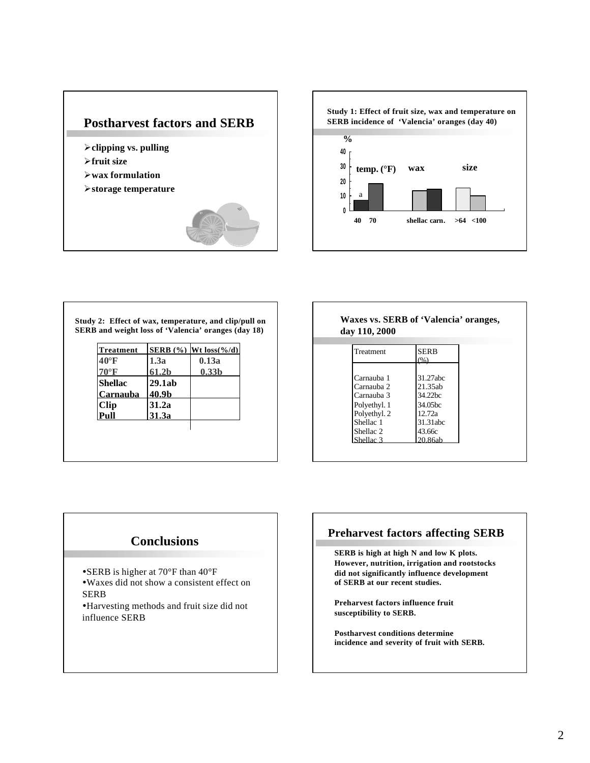## Postharvest factors and SERB

- clipping vs. pulling
- fruit size
- wax formulation
- storage temperature

**Study 1: Effect of fruit size, wax and temperature on SERB incidence of 'Valencia' oranges (day 40)**

%

40
30
20
10
0

temp. (°F) wax size

a

40 70 shellac carn. >64 <100

**Study 2: Effect of wax, temperature, and clip/pull on SERB and weight loss of 'Valencia' oranges (day 18)**

| Treatment | SERB (%) | Wt loss(%/d) |
|---|---|---|
| 40°F | 1.3a | 0.13a |
| 70°F | 61.2b | 0.33b |
| Shellac | 29.1ab | |
| Carnauba | 40.9b | |
| Clip | 31.2a | |
| Pull | 31.3a | |

**Waxes vs. SERB of 'Valencia' oranges, day 110, 2000**

| Treatment | SERB (%) |
|---|---|
| Carnauba 1 | 31.27abc |
| Carnauba 2 | 21.35ab |
| Carnauba 3 | 34.22bc |
| Polyethyl. 1 | 34.05bc |
| Polyethyl. 2 | 12.72a |
| Shellac 1 | 31.31abc |
| Shellac 2 | 43.66c |
| Shellac 3 | 20.86ab |

## Conclusions

- SERB is higher at 70°F than 40°F
- Waxes did not show a consistent effect on SERB
- Harvesting methods and fruit size did not influence SERB

## Preharvest factors affecting SERB

**SERB is high at high N and low K plots. However, nutrition, irrigation and rootstocks did not significantly influence development of SERB at our recent studies.**

**Preharvest factors influence fruit susceptibility to SERB.**

**Postharvest conditions determine incidence and severity of fruit with SERB.**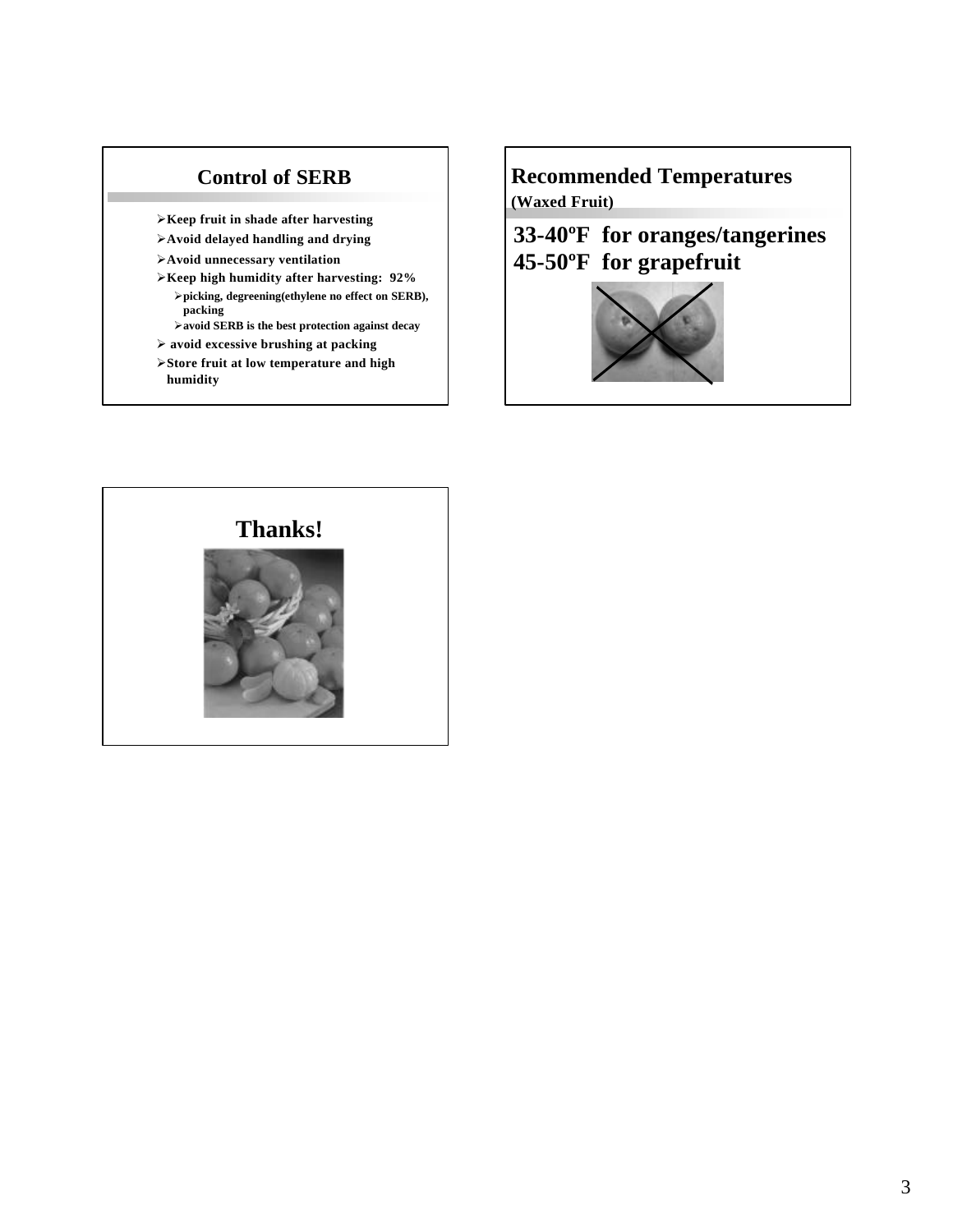## Control of SERB

- Keep fruit in shade after harvesting
- Avoid delayed handling and drying
- Avoid unnecessary ventilation
- Keep high humidity after harvesting: 92%
  - picking, degreening(ethylene no effect on SERB), packing
  - avoid SERB is the best protection against decay
- avoid excessive brushing at packing
- Store fruit at low temperature and high humidity

## Recommended Temperatures

**(Waxed Fruit)**

**33-40ºF for oranges/tangerines**
**45-50ºF for grapefruit**

## Thanks!